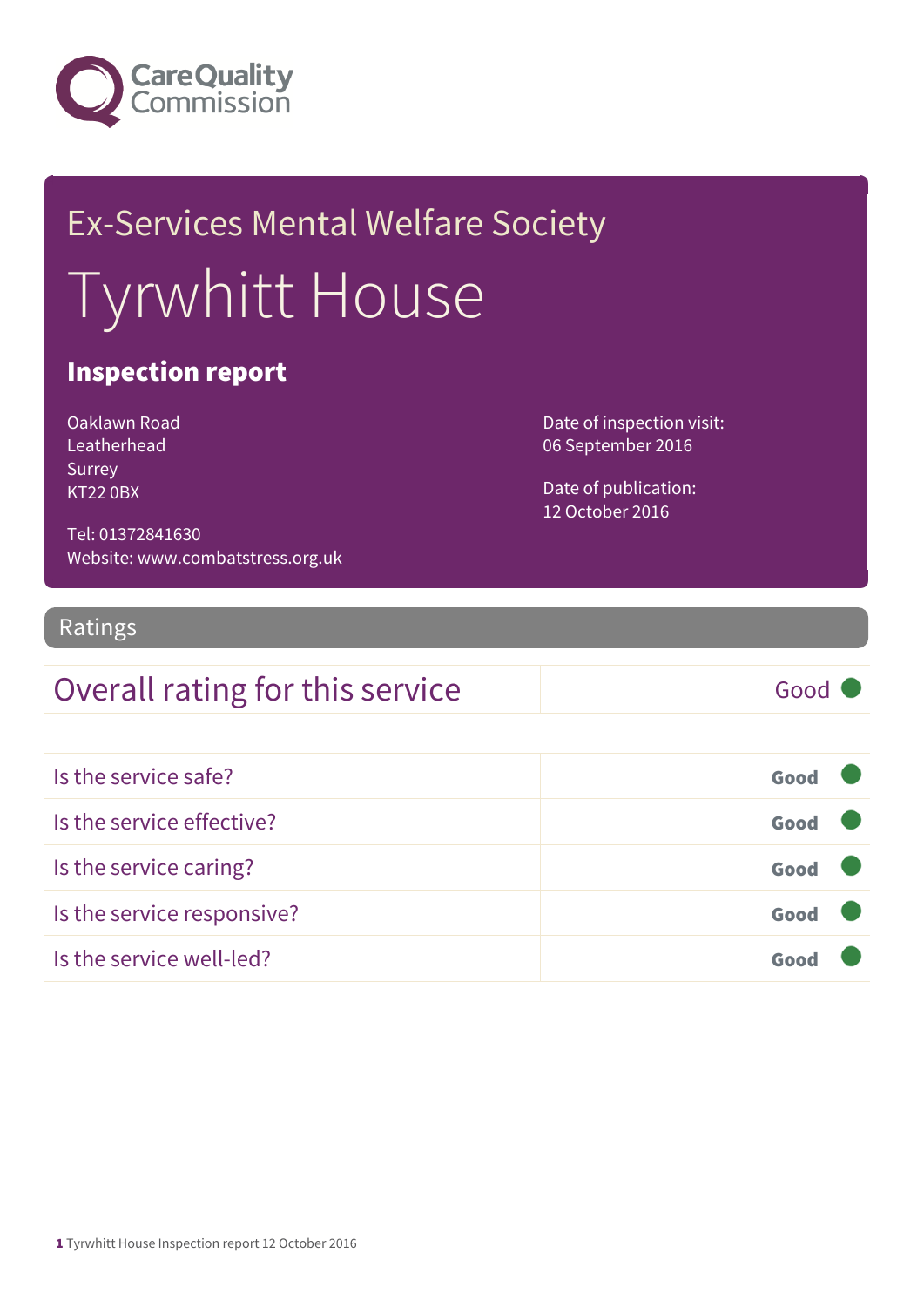# Ex-Services Mental Welfare Society

# Tyrwhitt House

## Inspection report

Oaklawn Road
Leatherhead
Surrey
KT22 0BX

Tel: 01372841630
Website: www.combatstress.org.uk

Date of inspection visit:
06 September 2016

Date of publication:
12 October 2016

## Ratings

| Overall rating for this service | Good |
|---|---|

| | |
|---|---|
| Is the service safe? | **Good** |
| Is the service effective? | **Good** |
| Is the service caring? | **Good** |
| Is the service responsive? | **Good** |
| Is the service well-led? | **Good** |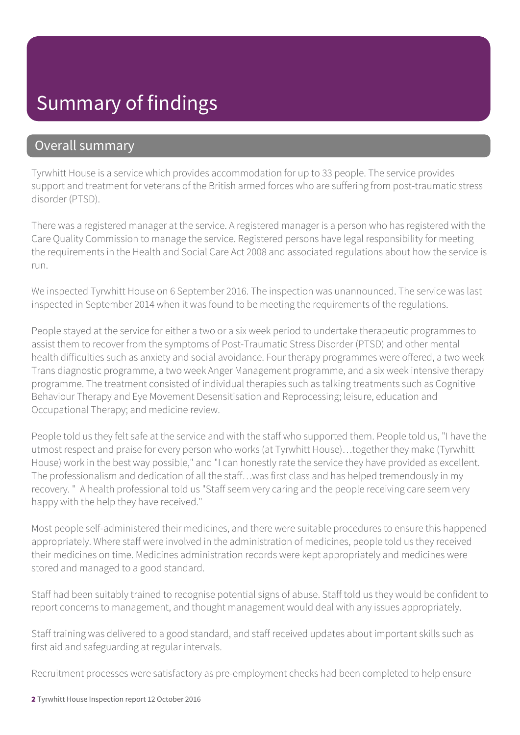# Summary of findings

## Overall summary

Tyrwhitt House is a service which provides accommodation for up to 33 people. The service provides support and treatment for veterans of the British armed forces who are suffering from post-traumatic stress disorder (PTSD).

There was a registered manager at the service. A registered manager is a person who has registered with the Care Quality Commission to manage the service. Registered persons have legal responsibility for meeting the requirements in the Health and Social Care Act 2008 and associated regulations about how the service is run.

We inspected Tyrwhitt House on 6 September 2016. The inspection was unannounced. The service was last inspected in September 2014 when it was found to be meeting the requirements of the regulations.

People stayed at the service for either a two or a six week period to undertake therapeutic programmes to assist them to recover from the symptoms of Post-Traumatic Stress Disorder (PTSD) and other mental health difficulties such as anxiety and social avoidance. Four therapy programmes were offered, a two week Trans diagnostic programme, a two week Anger Management programme, and a six week intensive therapy programme. The treatment consisted of individual therapies such as talking treatments such as Cognitive Behaviour Therapy and Eye Movement Desensitisation and Reprocessing; leisure, education and Occupational Therapy; and medicine review.

People told us they felt safe at the service and with the staff who supported them. People told us, "I have the utmost respect and praise for every person who works (at Tyrwhitt House)…together they make (Tyrwhitt House) work in the best way possible," and "I can honestly rate the service they have provided as excellent. The professionalism and dedication of all the staff…was first class and has helped tremendously in my recovery. " A health professional told us "Staff seem very caring and the people receiving care seem very happy with the help they have received."

Most people self-administered their medicines, and there were suitable procedures to ensure this happened appropriately. Where staff were involved in the administration of medicines, people told us they received their medicines on time. Medicines administration records were kept appropriately and medicines were stored and managed to a good standard.

Staff had been suitably trained to recognise potential signs of abuse. Staff told us they would be confident to report concerns to management, and thought management would deal with any issues appropriately.

Staff training was delivered to a good standard, and staff received updates about important skills such as first aid and safeguarding at regular intervals.

Recruitment processes were satisfactory as pre-employment checks had been completed to help ensure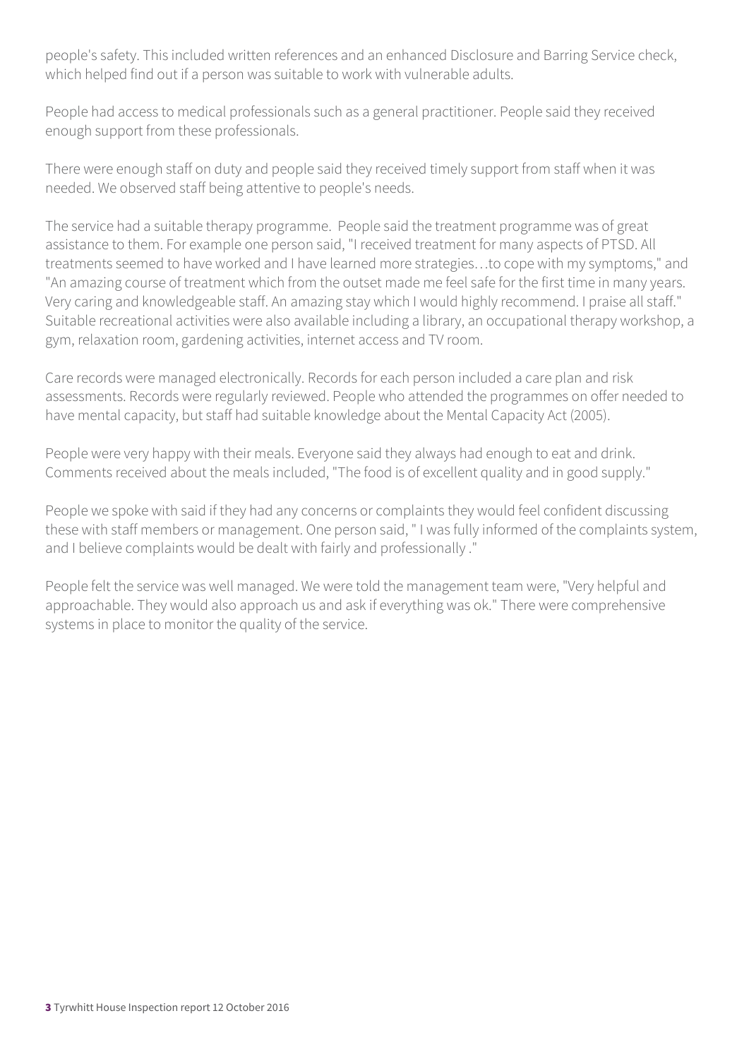people's safety. This included written references and an enhanced Disclosure and Barring Service check, which helped find out if a person was suitable to work with vulnerable adults.

People had access to medical professionals such as a general practitioner. People said they received enough support from these professionals.

There were enough staff on duty and people said they received timely support from staff when it was needed. We observed staff being attentive to people's needs.

The service had a suitable therapy programme. People said the treatment programme was of great assistance to them. For example one person said, "I received treatment for many aspects of PTSD. All treatments seemed to have worked and I have learned more strategies…to cope with my symptoms," and "An amazing course of treatment which from the outset made me feel safe for the first time in many years. Very caring and knowledgeable staff. An amazing stay which I would highly recommend. I praise all staff." Suitable recreational activities were also available including a library, an occupational therapy workshop, a gym, relaxation room, gardening activities, internet access and TV room.

Care records were managed electronically. Records for each person included a care plan and risk assessments. Records were regularly reviewed. People who attended the programmes on offer needed to have mental capacity, but staff had suitable knowledge about the Mental Capacity Act (2005).

People were very happy with their meals. Everyone said they always had enough to eat and drink. Comments received about the meals included, "The food is of excellent quality and in good supply."

People we spoke with said if they had any concerns or complaints they would feel confident discussing these with staff members or management. One person said, " I was fully informed of the complaints system, and I believe complaints would be dealt with fairly and professionally ."

People felt the service was well managed. We were told the management team were, "Very helpful and approachable. They would also approach us and ask if everything was ok." There were comprehensive systems in place to monitor the quality of the service.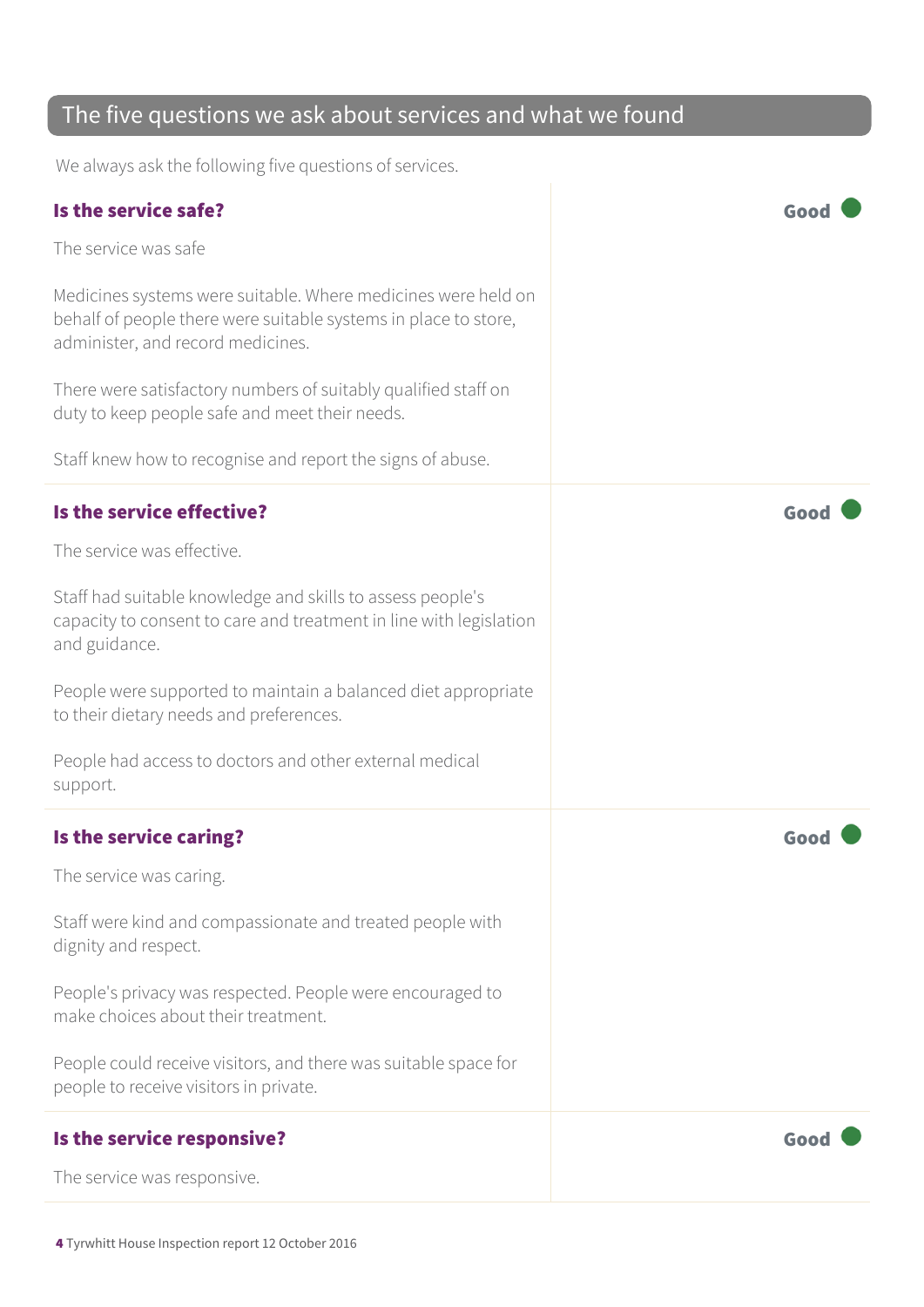## The five questions we ask about services and what we found

We always ask the following five questions of services.

### Is the service safe?

**Good**

The service was safe

Medicines systems were suitable. Where medicines were held on behalf of people there were suitable systems in place to store, administer, and record medicines.

There were satisfactory numbers of suitably qualified staff on duty to keep people safe and meet their needs.

Staff knew how to recognise and report the signs of abuse.

### Is the service effective?

**Good**

The service was effective.

Staff had suitable knowledge and skills to assess people's capacity to consent to care and treatment in line with legislation and guidance.

People were supported to maintain a balanced diet appropriate to their dietary needs and preferences.

People had access to doctors and other external medical support.

### Is the service caring?

**Good**

The service was caring.

Staff were kind and compassionate and treated people with dignity and respect.

People's privacy was respected. People were encouraged to make choices about their treatment.

People could receive visitors, and there was suitable space for people to receive visitors in private.

### Is the service responsive?

**Good**

The service was responsive.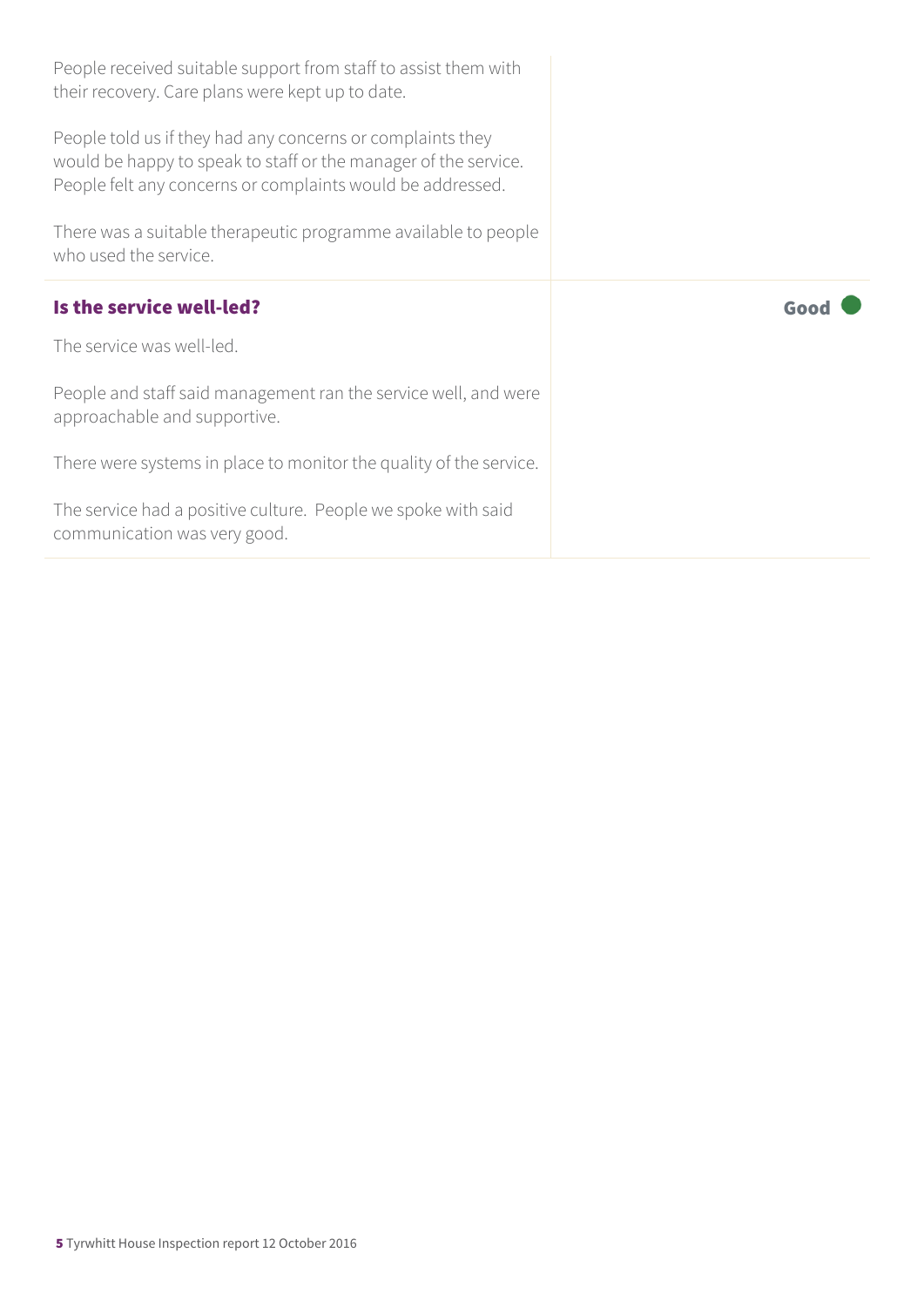People received suitable support from staff to assist them with their recovery. Care plans were kept up to date.

People told us if they had any concerns or complaints they would be happy to speak to staff or the manager of the service. People felt any concerns or complaints would be addressed.

There was a suitable therapeutic programme available to people who used the service.

### Is the service well-led?

**Good**

The service was well-led.

People and staff said management ran the service well, and were approachable and supportive.

There were systems in place to monitor the quality of the service.

The service had a positive culture. People we spoke with said communication was very good.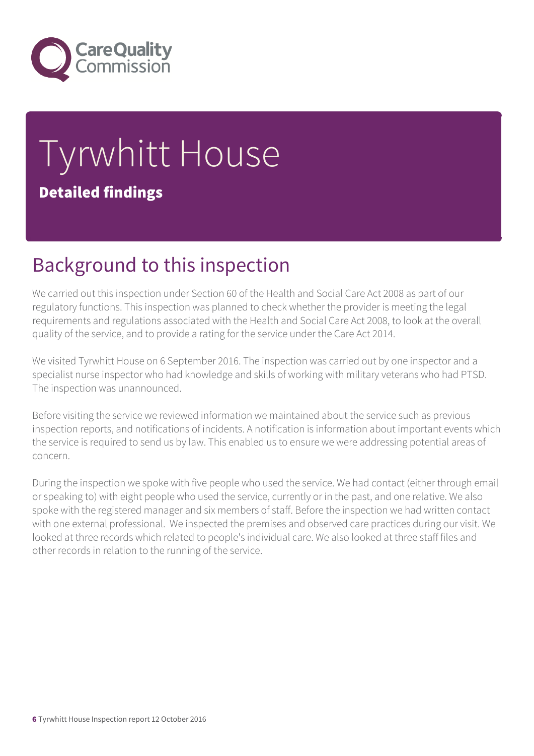# Tyrwhitt House

**Detailed findings**

## Background to this inspection

We carried out this inspection under Section 60 of the Health and Social Care Act 2008 as part of our regulatory functions. This inspection was planned to check whether the provider is meeting the legal requirements and regulations associated with the Health and Social Care Act 2008, to look at the overall quality of the service, and to provide a rating for the service under the Care Act 2014.

We visited Tyrwhitt House on 6 September 2016. The inspection was carried out by one inspector and a specialist nurse inspector who had knowledge and skills of working with military veterans who had PTSD. The inspection was unannounced.

Before visiting the service we reviewed information we maintained about the service such as previous inspection reports, and notifications of incidents. A notification is information about important events which the service is required to send us by law. This enabled us to ensure we were addressing potential areas of concern.

During the inspection we spoke with five people who used the service. We had contact (either through email or speaking to) with eight people who used the service, currently or in the past, and one relative. We also spoke with the registered manager and six members of staff. Before the inspection we had written contact with one external professional. We inspected the premises and observed care practices during our visit. We looked at three records which related to people's individual care. We also looked at three staff files and other records in relation to the running of the service.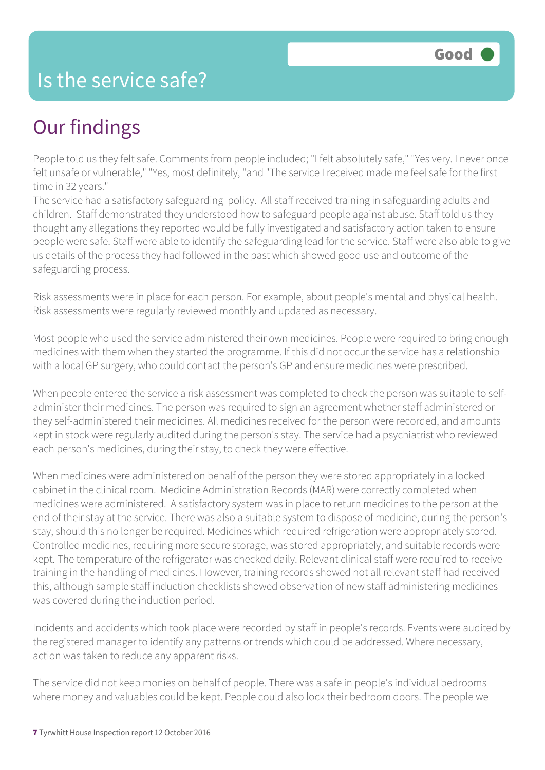# Is the service safe?

**Good**

## Our findings

People told us they felt safe. Comments from people included; "I felt absolutely safe," "Yes very. I never once felt unsafe or vulnerable," "Yes, most definitely, "and "The service I received made me feel safe for the first time in 32 years."

The service had a satisfactory safeguarding policy. All staff received training in safeguarding adults and children. Staff demonstrated they understood how to safeguard people against abuse. Staff told us they thought any allegations they reported would be fully investigated and satisfactory action taken to ensure people were safe. Staff were able to identify the safeguarding lead for the service. Staff were also able to give us details of the process they had followed in the past which showed good use and outcome of the safeguarding process.

Risk assessments were in place for each person. For example, about people's mental and physical health. Risk assessments were regularly reviewed monthly and updated as necessary.

Most people who used the service administered their own medicines. People were required to bring enough medicines with them when they started the programme. If this did not occur the service has a relationship with a local GP surgery, who could contact the person's GP and ensure medicines were prescribed.

When people entered the service a risk assessment was completed to check the person was suitable to self-administer their medicines. The person was required to sign an agreement whether staff administered or they self-administered their medicines. All medicines received for the person were recorded, and amounts kept in stock were regularly audited during the person's stay. The service had a psychiatrist who reviewed each person's medicines, during their stay, to check they were effective.

When medicines were administered on behalf of the person they were stored appropriately in a locked cabinet in the clinical room. Medicine Administration Records (MAR) were correctly completed when medicines were administered. A satisfactory system was in place to return medicines to the person at the end of their stay at the service. There was also a suitable system to dispose of medicine, during the person's stay, should this no longer be required. Medicines which required refrigeration were appropriately stored. Controlled medicines, requiring more secure storage, was stored appropriately, and suitable records were kept. The temperature of the refrigerator was checked daily. Relevant clinical staff were required to receive training in the handling of medicines. However, training records showed not all relevant staff had received this, although sample staff induction checklists showed observation of new staff administering medicines was covered during the induction period.

Incidents and accidents which took place were recorded by staff in people's records. Events were audited by the registered manager to identify any patterns or trends which could be addressed. Where necessary, action was taken to reduce any apparent risks.

The service did not keep monies on behalf of people. There was a safe in people's individual bedrooms where money and valuables could be kept. People could also lock their bedroom doors. The people we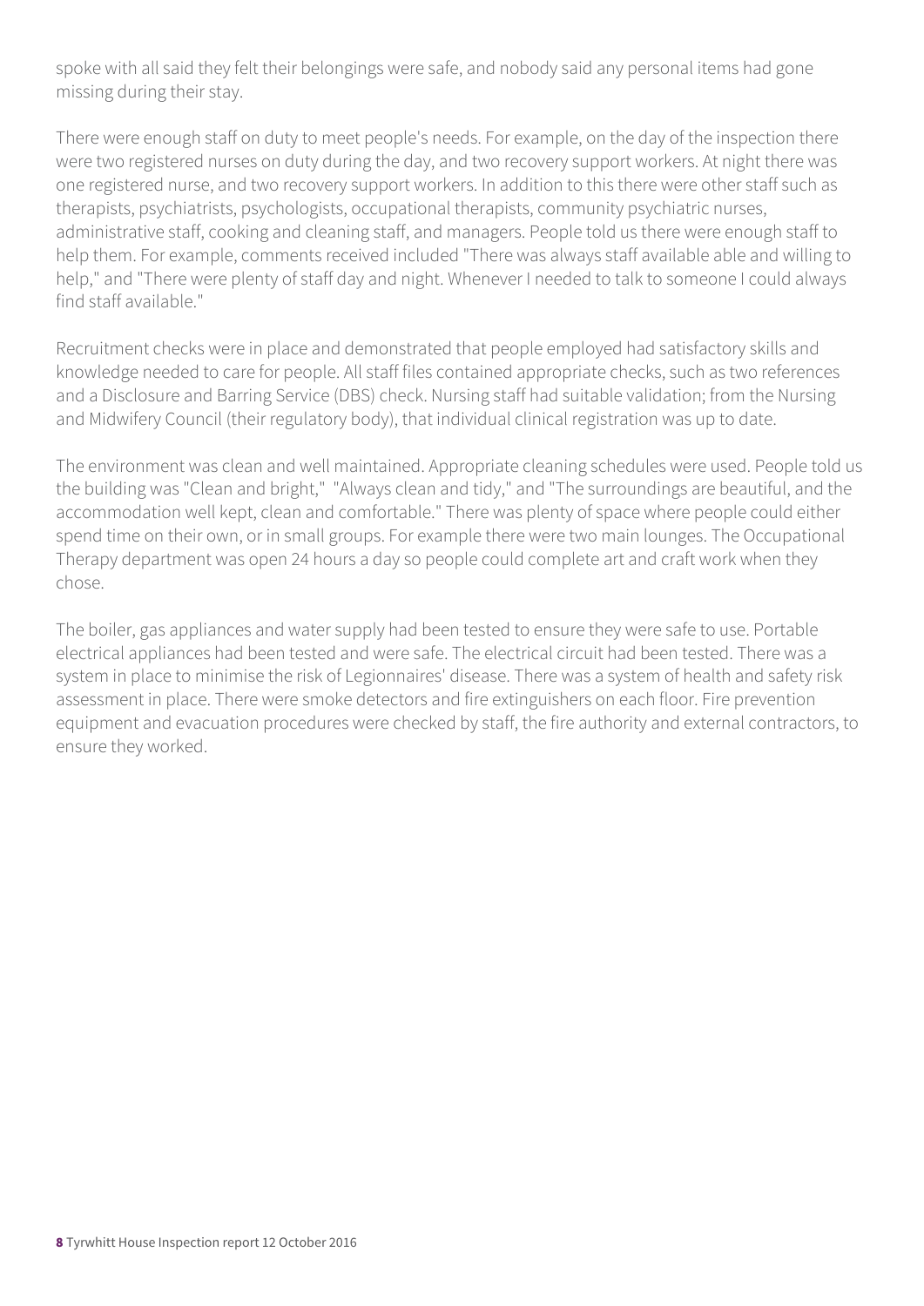spoke with all said they felt their belongings were safe, and nobody said any personal items had gone missing during their stay.

There were enough staff on duty to meet people's needs. For example, on the day of the inspection there were two registered nurses on duty during the day, and two recovery support workers. At night there was one registered nurse, and two recovery support workers. In addition to this there were other staff such as therapists, psychiatrists, psychologists, occupational therapists, community psychiatric nurses, administrative staff, cooking and cleaning staff, and managers. People told us there were enough staff to help them. For example, comments received included "There was always staff available able and willing to help," and "There were plenty of staff day and night. Whenever I needed to talk to someone I could always find staff available."

Recruitment checks were in place and demonstrated that people employed had satisfactory skills and knowledge needed to care for people. All staff files contained appropriate checks, such as two references and a Disclosure and Barring Service (DBS) check. Nursing staff had suitable validation; from the Nursing and Midwifery Council (their regulatory body), that individual clinical registration was up to date.

The environment was clean and well maintained. Appropriate cleaning schedules were used. People told us the building was "Clean and bright," "Always clean and tidy," and "The surroundings are beautiful, and the accommodation well kept, clean and comfortable." There was plenty of space where people could either spend time on their own, or in small groups. For example there were two main lounges. The Occupational Therapy department was open 24 hours a day so people could complete art and craft work when they chose.

The boiler, gas appliances and water supply had been tested to ensure they were safe to use. Portable electrical appliances had been tested and were safe. The electrical circuit had been tested. There was a system in place to minimise the risk of Legionnaires' disease. There was a system of health and safety risk assessment in place. There were smoke detectors and fire extinguishers on each floor. Fire prevention equipment and evacuation procedures were checked by staff, the fire authority and external contractors, to ensure they worked.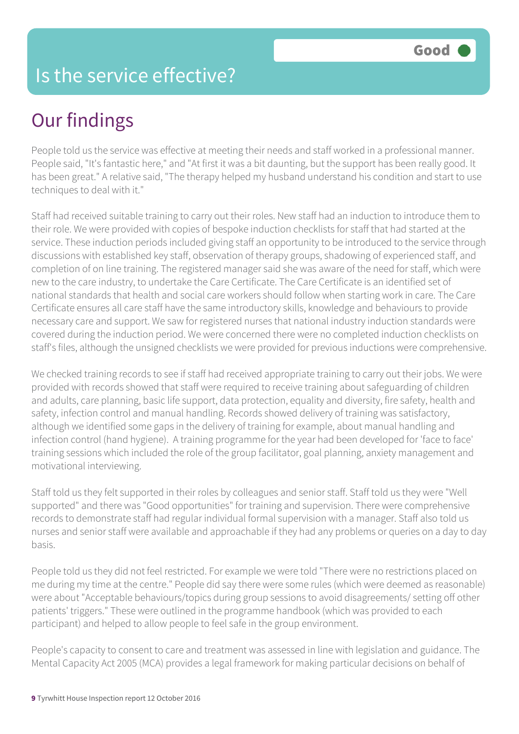# Is the service effective?

Good

## Our findings

People told us the service was effective at meeting their needs and staff worked in a professional manner. People said, "It's fantastic here," and "At first it was a bit daunting, but the support has been really good. It has been great." A relative said, "The therapy helped my husband understand his condition and start to use techniques to deal with it."

Staff had received suitable training to carry out their roles. New staff had an induction to introduce them to their role. We were provided with copies of bespoke induction checklists for staff that had started at the service. These induction periods included giving staff an opportunity to be introduced to the service through discussions with established key staff, observation of therapy groups, shadowing of experienced staff, and completion of on line training. The registered manager said she was aware of the need for staff, which were new to the care industry, to undertake the Care Certificate. The Care Certificate is an identified set of national standards that health and social care workers should follow when starting work in care. The Care Certificate ensures all care staff have the same introductory skills, knowledge and behaviours to provide necessary care and support. We saw for registered nurses that national industry induction standards were covered during the induction period. We were concerned there were no completed induction checklists on staff's files, although the unsigned checklists we were provided for previous inductions were comprehensive.

We checked training records to see if staff had received appropriate training to carry out their jobs. We were provided with records showed that staff were required to receive training about safeguarding of children and adults, care planning, basic life support, data protection, equality and diversity, fire safety, health and safety, infection control and manual handling. Records showed delivery of training was satisfactory, although we identified some gaps in the delivery of training for example, about manual handling and infection control (hand hygiene). A training programme for the year had been developed for 'face to face' training sessions which included the role of the group facilitator, goal planning, anxiety management and motivational interviewing.

Staff told us they felt supported in their roles by colleagues and senior staff. Staff told us they were "Well supported" and there was "Good opportunities" for training and supervision. There were comprehensive records to demonstrate staff had regular individual formal supervision with a manager. Staff also told us nurses and senior staff were available and approachable if they had any problems or queries on a day to day basis.

People told us they did not feel restricted. For example we were told "There were no restrictions placed on me during my time at the centre." People did say there were some rules (which were deemed as reasonable) were about "Acceptable behaviours/topics during group sessions to avoid disagreements/ setting off other patients' triggers." These were outlined in the programme handbook (which was provided to each participant) and helped to allow people to feel safe in the group environment.

People's capacity to consent to care and treatment was assessed in line with legislation and guidance. The Mental Capacity Act 2005 (MCA) provides a legal framework for making particular decisions on behalf of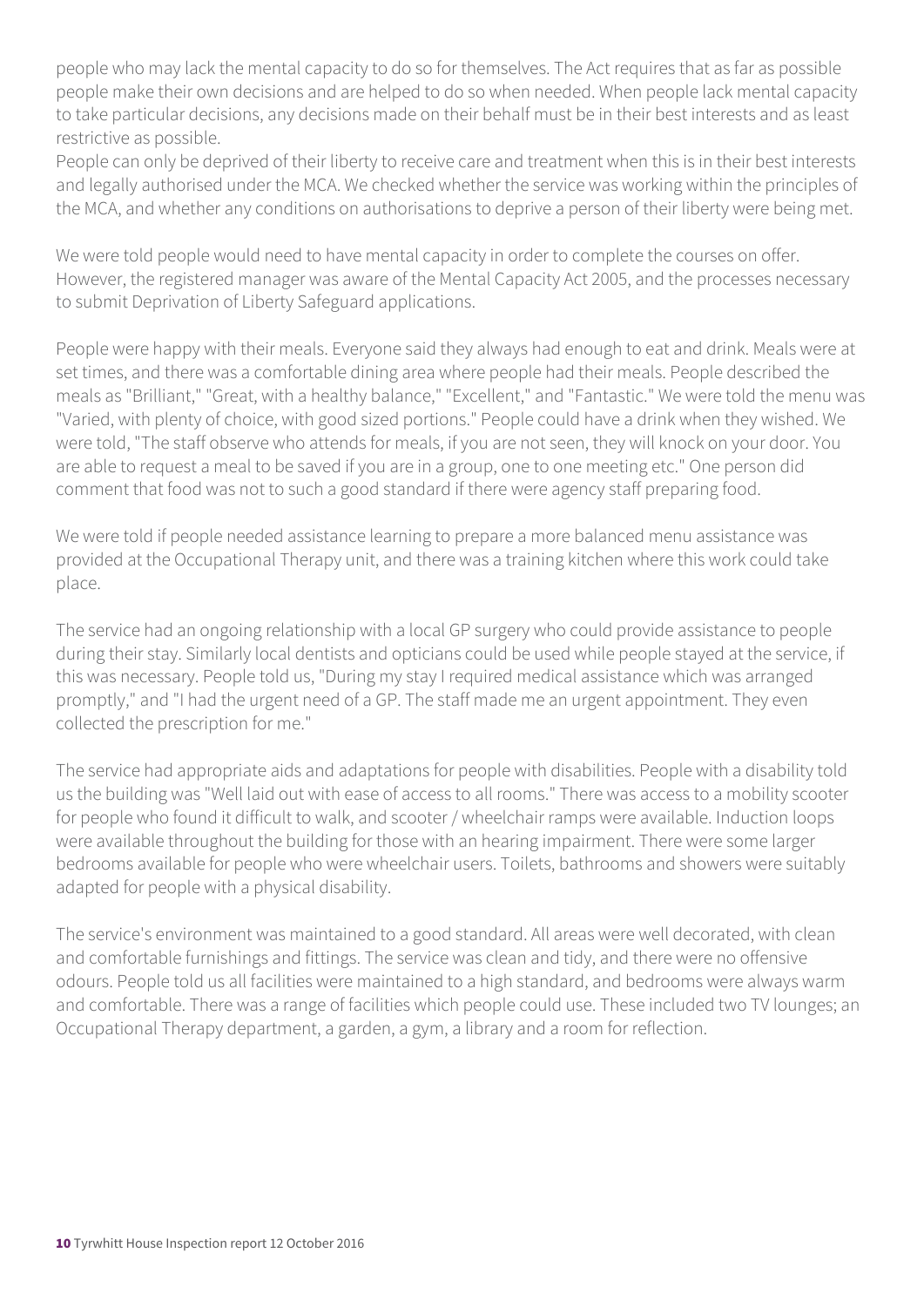people who may lack the mental capacity to do so for themselves. The Act requires that as far as possible people make their own decisions and are helped to do so when needed. When people lack mental capacity to take particular decisions, any decisions made on their behalf must be in their best interests and as least restrictive as possible.

People can only be deprived of their liberty to receive care and treatment when this is in their best interests and legally authorised under the MCA. We checked whether the service was working within the principles of the MCA, and whether any conditions on authorisations to deprive a person of their liberty were being met.

We were told people would need to have mental capacity in order to complete the courses on offer. However, the registered manager was aware of the Mental Capacity Act 2005, and the processes necessary to submit Deprivation of Liberty Safeguard applications.

People were happy with their meals. Everyone said they always had enough to eat and drink. Meals were at set times, and there was a comfortable dining area where people had their meals. People described the meals as "Brilliant," "Great, with a healthy balance," "Excellent," and "Fantastic." We were told the menu was "Varied, with plenty of choice, with good sized portions." People could have a drink when they wished. We were told, "The staff observe who attends for meals, if you are not seen, they will knock on your door. You are able to request a meal to be saved if you are in a group, one to one meeting etc." One person did comment that food was not to such a good standard if there were agency staff preparing food.

We were told if people needed assistance learning to prepare a more balanced menu assistance was provided at the Occupational Therapy unit, and there was a training kitchen where this work could take place.

The service had an ongoing relationship with a local GP surgery who could provide assistance to people during their stay. Similarly local dentists and opticians could be used while people stayed at the service, if this was necessary. People told us, "During my stay I required medical assistance which was arranged promptly," and "I had the urgent need of a GP. The staff made me an urgent appointment. They even collected the prescription for me."

The service had appropriate aids and adaptations for people with disabilities. People with a disability told us the building was "Well laid out with ease of access to all rooms." There was access to a mobility scooter for people who found it difficult to walk, and scooter / wheelchair ramps were available. Induction loops were available throughout the building for those with an hearing impairment. There were some larger bedrooms available for people who were wheelchair users. Toilets, bathrooms and showers were suitably adapted for people with a physical disability.

The service's environment was maintained to a good standard. All areas were well decorated, with clean and comfortable furnishings and fittings. The service was clean and tidy, and there were no offensive odours. People told us all facilities were maintained to a high standard, and bedrooms were always warm and comfortable. There was a range of facilities which people could use. These included two TV lounges; an Occupational Therapy department, a garden, a gym, a library and a room for reflection.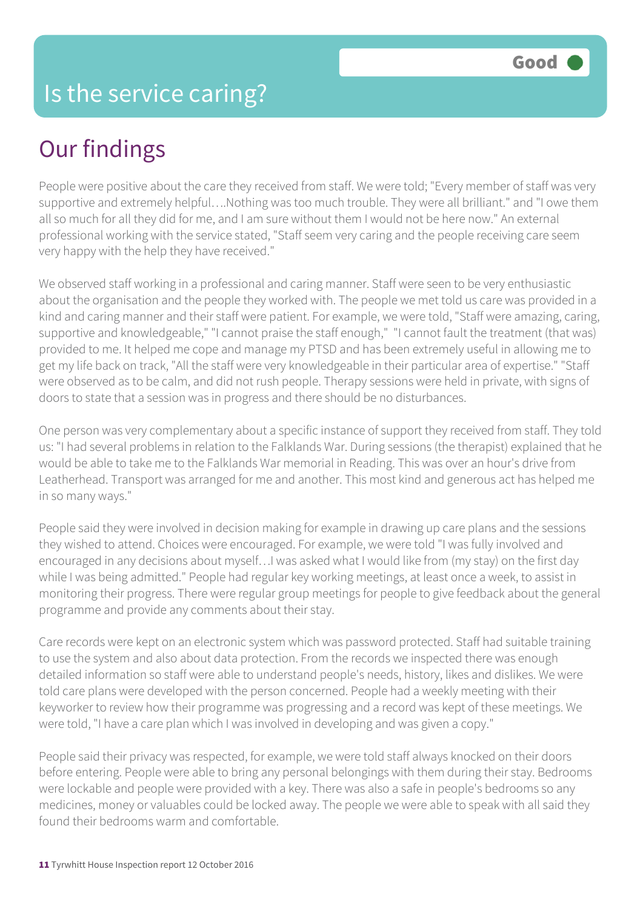# Is the service caring?

**Good**

## Our findings

People were positive about the care they received from staff. We were told; "Every member of staff was very supportive and extremely helpful….Nothing was too much trouble. They were all brilliant." and "I owe them all so much for all they did for me, and I am sure without them I would not be here now." An external professional working with the service stated, "Staff seem very caring and the people receiving care seem very happy with the help they have received."

We observed staff working in a professional and caring manner. Staff were seen to be very enthusiastic about the organisation and the people they worked with. The people we met told us care was provided in a kind and caring manner and their staff were patient. For example, we were told, "Staff were amazing, caring, supportive and knowledgeable," "I cannot praise the staff enough," "I cannot fault the treatment (that was) provided to me. It helped me cope and manage my PTSD and has been extremely useful in allowing me to get my life back on track, "All the staff were very knowledgeable in their particular area of expertise." "Staff were observed as to be calm, and did not rush people. Therapy sessions were held in private, with signs of doors to state that a session was in progress and there should be no disturbances.

One person was very complementary about a specific instance of support they received from staff. They told us: "I had several problems in relation to the Falklands War. During sessions (the therapist) explained that he would be able to take me to the Falklands War memorial in Reading. This was over an hour's drive from Leatherhead. Transport was arranged for me and another. This most kind and generous act has helped me in so many ways."

People said they were involved in decision making for example in drawing up care plans and the sessions they wished to attend. Choices were encouraged. For example, we were told "I was fully involved and encouraged in any decisions about myself…I was asked what I would like from (my stay) on the first day while I was being admitted." People had regular key working meetings, at least once a week, to assist in monitoring their progress. There were regular group meetings for people to give feedback about the general programme and provide any comments about their stay.

Care records were kept on an electronic system which was password protected. Staff had suitable training to use the system and also about data protection. From the records we inspected there was enough detailed information so staff were able to understand people's needs, history, likes and dislikes. We were told care plans were developed with the person concerned. People had a weekly meeting with their keyworker to review how their programme was progressing and a record was kept of these meetings. We were told, "I have a care plan which I was involved in developing and was given a copy."

People said their privacy was respected, for example, we were told staff always knocked on their doors before entering. People were able to bring any personal belongings with them during their stay. Bedrooms were lockable and people were provided with a key. There was also a safe in people's bedrooms so any medicines, money or valuables could be locked away. The people we were able to speak with all said they found their bedrooms warm and comfortable.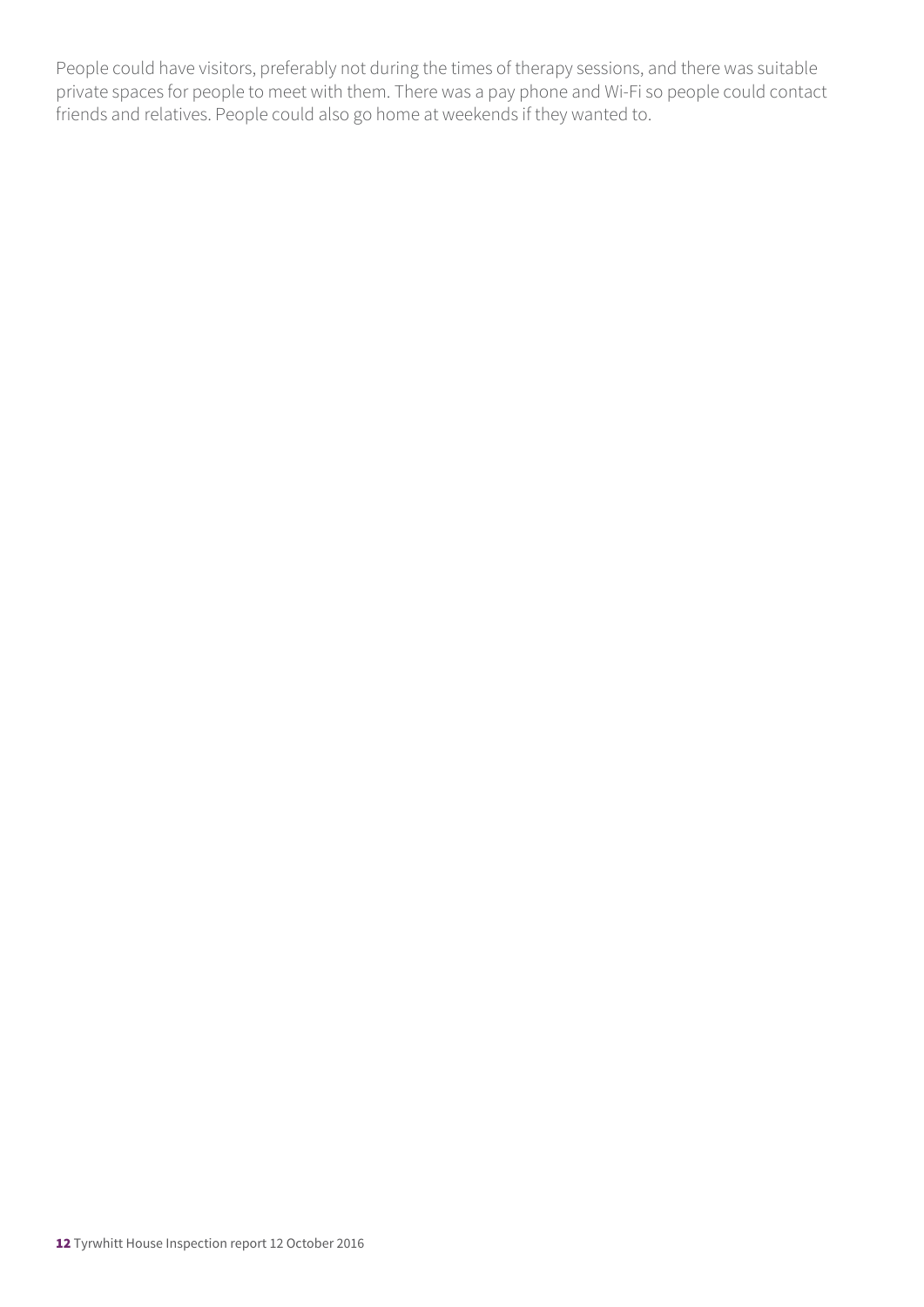People could have visitors, preferably not during the times of therapy sessions, and there was suitable private spaces for people to meet with them. There was a pay phone and Wi-Fi so people could contact friends and relatives. People could also go home at weekends if they wanted to.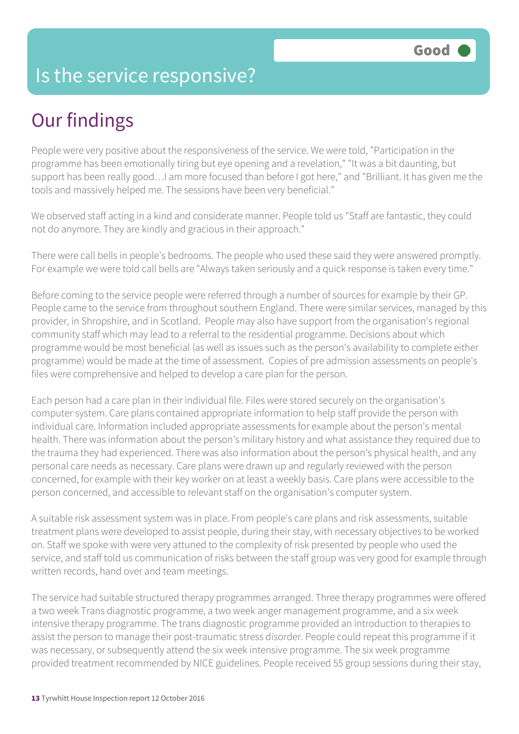# Is the service responsive?

Good

## Our findings

People were very positive about the responsiveness of the service. We were told, "Participation in the programme has been emotionally tiring but eye opening and a revelation," "It was a bit daunting, but support has been really good…I am more focused than before I got here," and "Brilliant. It has given me the tools and massively helped me. The sessions have been very beneficial."

We observed staff acting in a kind and considerate manner. People told us "Staff are fantastic, they could not do anymore. They are kindly and gracious in their approach."

There were call bells in people's bedrooms. The people who used these said they were answered promptly. For example we were told call bells are "Always taken seriously and a quick response is taken every time."

Before coming to the service people were referred through a number of sources for example by their GP. People came to the service from throughout southern England. There were similar services, managed by this provider, in Shropshire, and in Scotland. People may also have support from the organisation's regional community staff which may lead to a referral to the residential programme. Decisions about which programme would be most beneficial (as well as issues such as the person's availability to complete either programme) would be made at the time of assessment. Copies of pre admission assessments on people's files were comprehensive and helped to develop a care plan for the person.

Each person had a care plan in their individual file. Files were stored securely on the organisation's computer system. Care plans contained appropriate information to help staff provide the person with individual care. Information included appropriate assessments for example about the person's mental health. There was information about the person's military history and what assistance they required due to the trauma they had experienced. There was also information about the person's physical health, and any personal care needs as necessary. Care plans were drawn up and regularly reviewed with the person concerned, for example with their key worker on at least a weekly basis. Care plans were accessible to the person concerned, and accessible to relevant staff on the organisation's computer system.

A suitable risk assessment system was in place. From people's care plans and risk assessments, suitable treatment plans were developed to assist people, during their stay, with necessary objectives to be worked on. Staff we spoke with were very attuned to the complexity of risk presented by people who used the service, and staff told us communication of risks between the staff group was very good for example through written records, hand over and team meetings.

The service had suitable structured therapy programmes arranged. Three therapy programmes were offered a two week Trans diagnostic programme, a two week anger management programme, and a six week intensive therapy programme. The trans diagnostic programme provided an introduction to therapies to assist the person to manage their post-traumatic stress disorder. People could repeat this programme if it was necessary, or subsequently attend the six week intensive programme. The six week programme provided treatment recommended by NICE guidelines. People received 55 group sessions during their stay,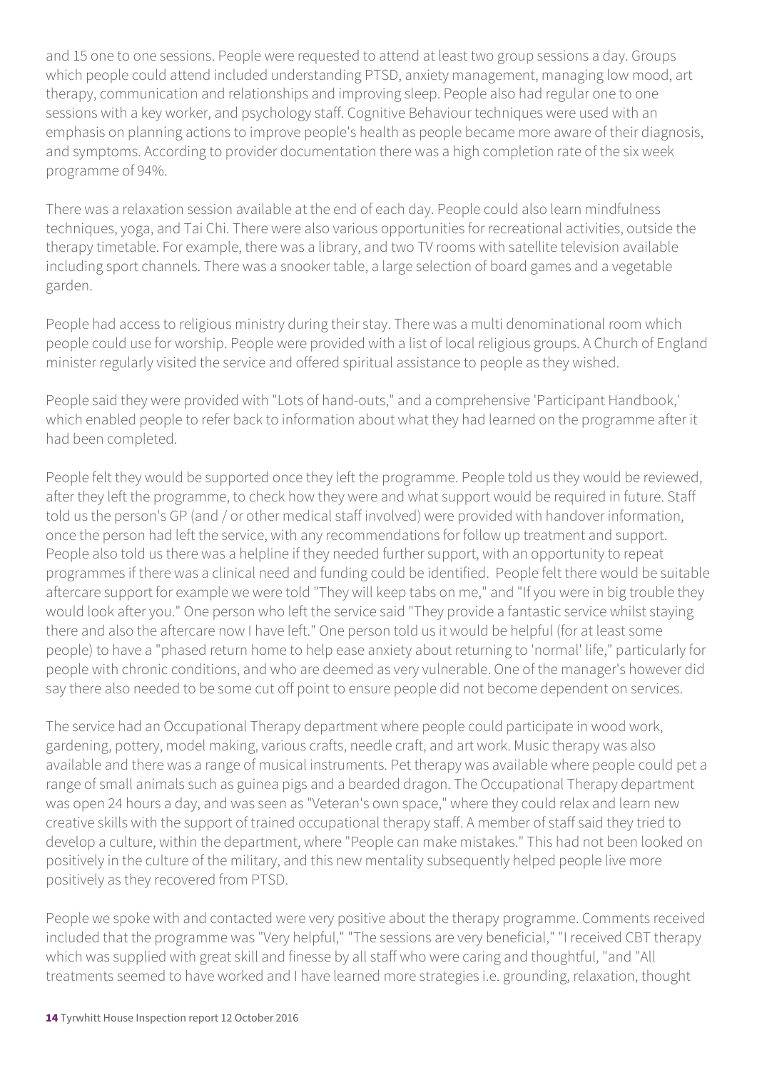and 15 one to one sessions. People were requested to attend at least two group sessions a day. Groups which people could attend included understanding PTSD, anxiety management, managing low mood, art therapy, communication and relationships and improving sleep. People also had regular one to one sessions with a key worker, and psychology staff. Cognitive Behaviour techniques were used with an emphasis on planning actions to improve people's health as people became more aware of their diagnosis, and symptoms. According to provider documentation there was a high completion rate of the six week programme of 94%.

There was a relaxation session available at the end of each day. People could also learn mindfulness techniques, yoga, and Tai Chi. There were also various opportunities for recreational activities, outside the therapy timetable. For example, there was a library, and two TV rooms with satellite television available including sport channels. There was a snooker table, a large selection of board games and a vegetable garden.

People had access to religious ministry during their stay. There was a multi denominational room which people could use for worship. People were provided with a list of local religious groups. A Church of England minister regularly visited the service and offered spiritual assistance to people as they wished.

People said they were provided with "Lots of hand-outs," and a comprehensive 'Participant Handbook,' which enabled people to refer back to information about what they had learned on the programme after it had been completed.

People felt they would be supported once they left the programme. People told us they would be reviewed, after they left the programme, to check how they were and what support would be required in future. Staff told us the person's GP (and / or other medical staff involved) were provided with handover information, once the person had left the service, with any recommendations for follow up treatment and support. People also told us there was a helpline if they needed further support, with an opportunity to repeat programmes if there was a clinical need and funding could be identified. People felt there would be suitable aftercare support for example we were told "They will keep tabs on me," and "If you were in big trouble they would look after you." One person who left the service said "They provide a fantastic service whilst staying there and also the aftercare now I have left." One person told us it would be helpful (for at least some people) to have a "phased return home to help ease anxiety about returning to 'normal' life," particularly for people with chronic conditions, and who are deemed as very vulnerable. One of the manager's however did say there also needed to be some cut off point to ensure people did not become dependent on services.

The service had an Occupational Therapy department where people could participate in wood work, gardening, pottery, model making, various crafts, needle craft, and art work. Music therapy was also available and there was a range of musical instruments. Pet therapy was available where people could pet a range of small animals such as guinea pigs and a bearded dragon. The Occupational Therapy department was open 24 hours a day, and was seen as "Veteran's own space," where they could relax and learn new creative skills with the support of trained occupational therapy staff. A member of staff said they tried to develop a culture, within the department, where "People can make mistakes." This had not been looked on positively in the culture of the military, and this new mentality subsequently helped people live more positively as they recovered from PTSD.

People we spoke with and contacted were very positive about the therapy programme. Comments received included that the programme was "Very helpful," "The sessions are very beneficial," "I received CBT therapy which was supplied with great skill and finesse by all staff who were caring and thoughtful, "and "All treatments seemed to have worked and I have learned more strategies i.e. grounding, relaxation, thought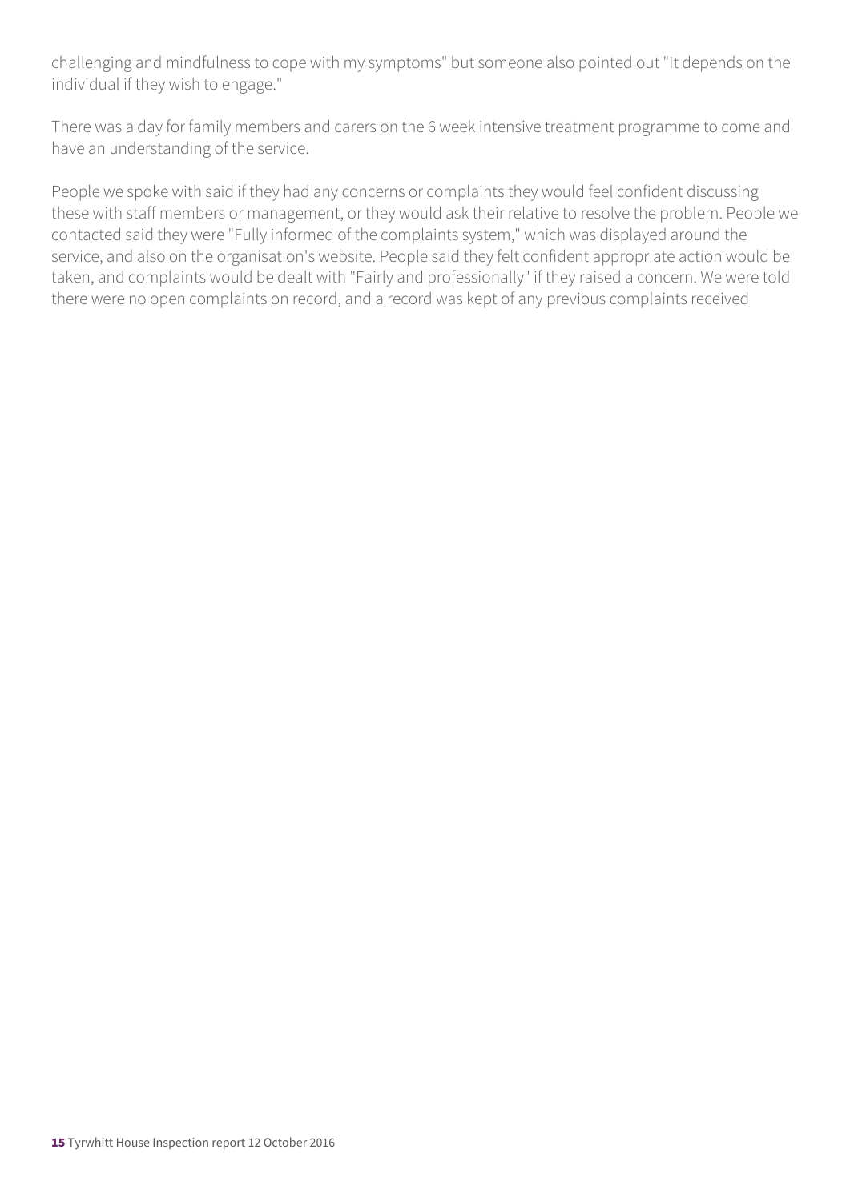challenging and mindfulness to cope with my symptoms" but someone also pointed out "It depends on the individual if they wish to engage."

There was a day for family members and carers on the 6 week intensive treatment programme to come and have an understanding of the service.

People we spoke with said if they had any concerns or complaints they would feel confident discussing these with staff members or management, or they would ask their relative to resolve the problem. People we contacted said they were "Fully informed of the complaints system," which was displayed around the service, and also on the organisation's website. People said they felt confident appropriate action would be taken, and complaints would be dealt with "Fairly and professionally" if they raised a concern. We were told there were no open complaints on record, and a record was kept of any previous complaints received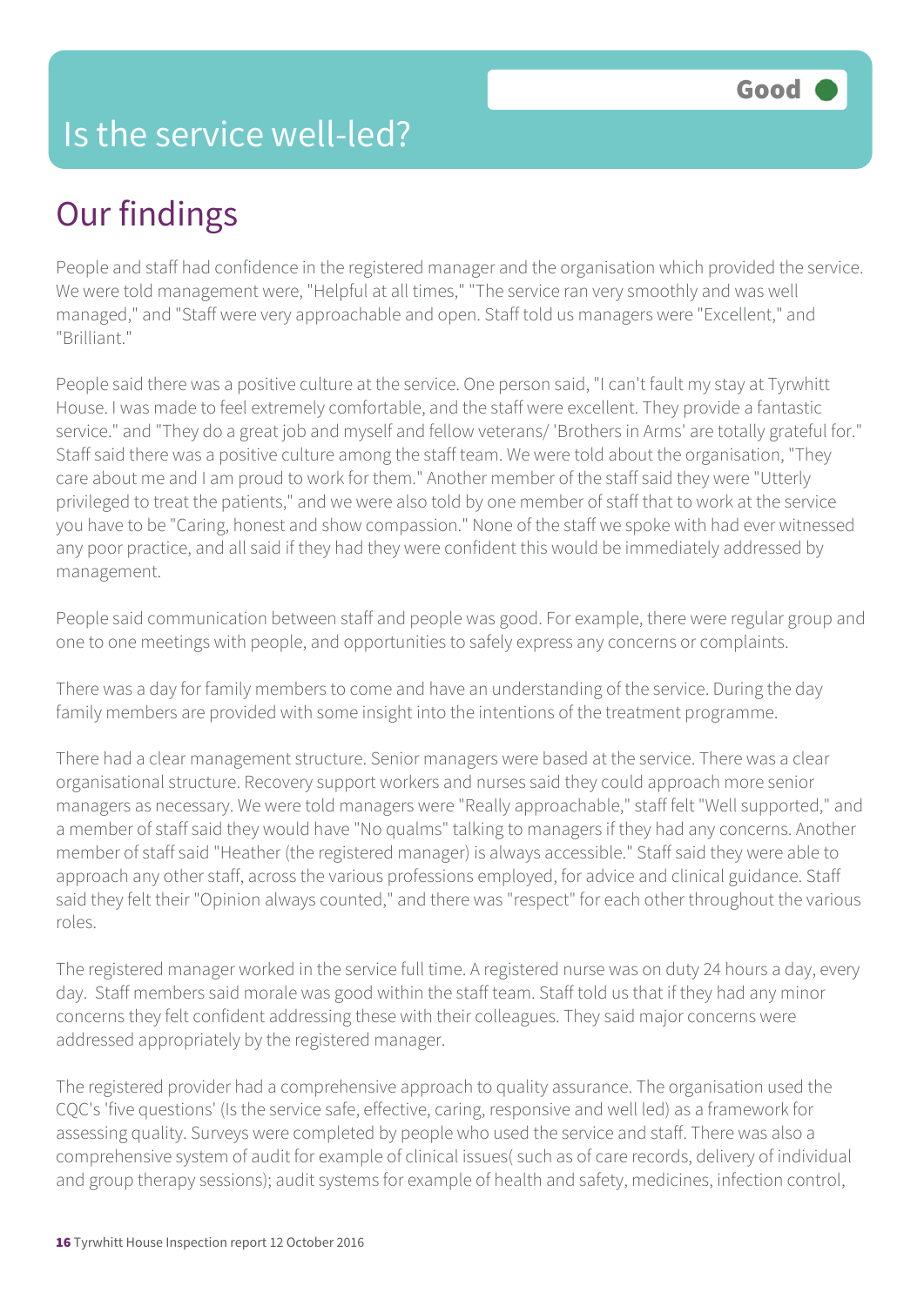# Is the service well-led?

Good

## Our findings

People and staff had confidence in the registered manager and the organisation which provided the service. We were told management were, "Helpful at all times," "The service ran very smoothly and was well managed," and "Staff were very approachable and open. Staff told us managers were "Excellent," and "Brilliant."

People said there was a positive culture at the service. One person said, "I can't fault my stay at Tyrwhitt House. I was made to feel extremely comfortable, and the staff were excellent. They provide a fantastic service." and "They do a great job and myself and fellow veterans/ 'Brothers in Arms' are totally grateful for." Staff said there was a positive culture among the staff team. We were told about the organisation, "They care about me and I am proud to work for them." Another member of the staff said they were "Utterly privileged to treat the patients," and we were also told by one member of staff that to work at the service you have to be "Caring, honest and show compassion." None of the staff we spoke with had ever witnessed any poor practice, and all said if they had they were confident this would be immediately addressed by management.

People said communication between staff and people was good. For example, there were regular group and one to one meetings with people, and opportunities to safely express any concerns or complaints.

There was a day for family members to come and have an understanding of the service. During the day family members are provided with some insight into the intentions of the treatment programme.

There had a clear management structure. Senior managers were based at the service. There was a clear organisational structure. Recovery support workers and nurses said they could approach more senior managers as necessary. We were told managers were "Really approachable," staff felt "Well supported," and a member of staff said they would have "No qualms" talking to managers if they had any concerns. Another member of staff said "Heather (the registered manager) is always accessible." Staff said they were able to approach any other staff, across the various professions employed, for advice and clinical guidance. Staff said they felt their "Opinion always counted," and there was "respect" for each other throughout the various roles.

The registered manager worked in the service full time. A registered nurse was on duty 24 hours a day, every day. Staff members said morale was good within the staff team. Staff told us that if they had any minor concerns they felt confident addressing these with their colleagues. They said major concerns were addressed appropriately by the registered manager.

The registered provider had a comprehensive approach to quality assurance. The organisation used the CQC's 'five questions' (Is the service safe, effective, caring, responsive and well led) as a framework for assessing quality. Surveys were completed by people who used the service and staff. There was also a comprehensive system of audit for example of clinical issues( such as of care records, delivery of individual and group therapy sessions); audit systems for example of health and safety, medicines, infection control,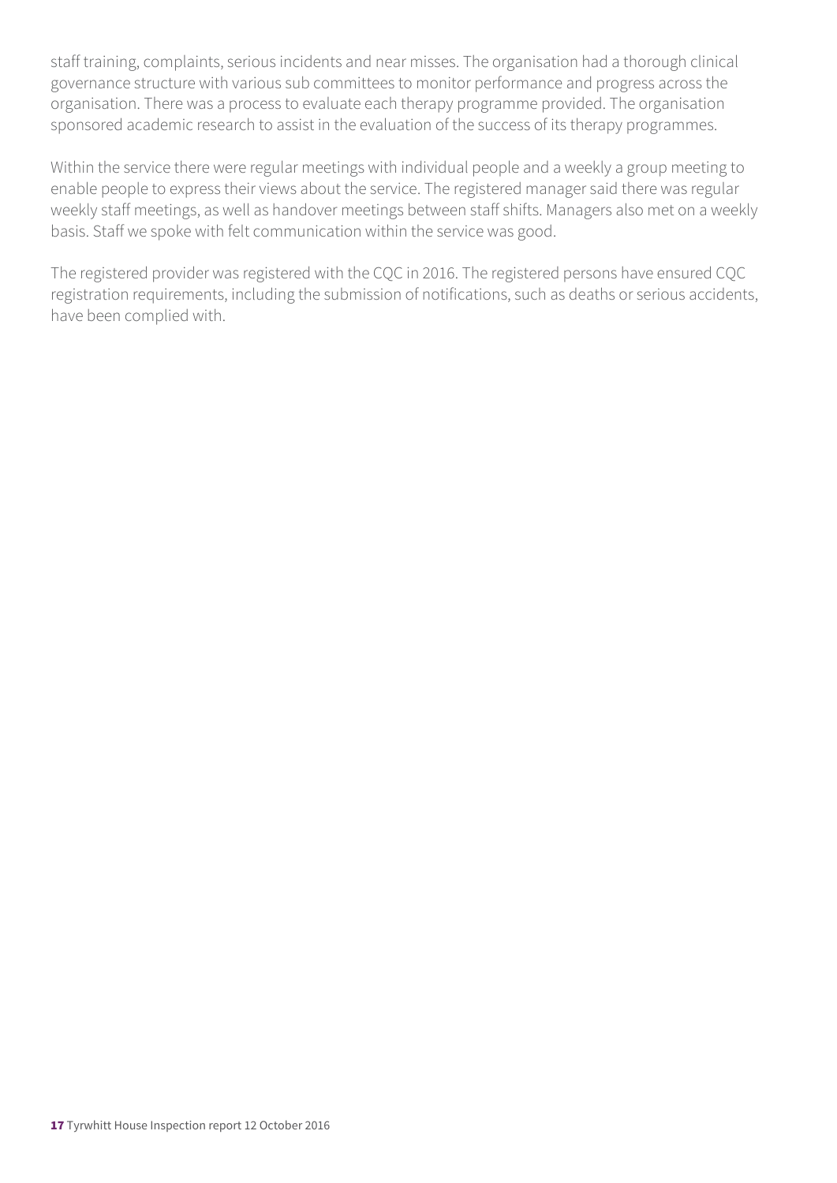staff training, complaints, serious incidents and near misses. The organisation had a thorough clinical governance structure with various sub committees to monitor performance and progress across the organisation. There was a process to evaluate each therapy programme provided. The organisation sponsored academic research to assist in the evaluation of the success of its therapy programmes.

Within the service there were regular meetings with individual people and a weekly a group meeting to enable people to express their views about the service. The registered manager said there was regular weekly staff meetings, as well as handover meetings between staff shifts. Managers also met on a weekly basis. Staff we spoke with felt communication within the service was good.

The registered provider was registered with the CQC in 2016. The registered persons have ensured CQC registration requirements, including the submission of notifications, such as deaths or serious accidents, have been complied with.